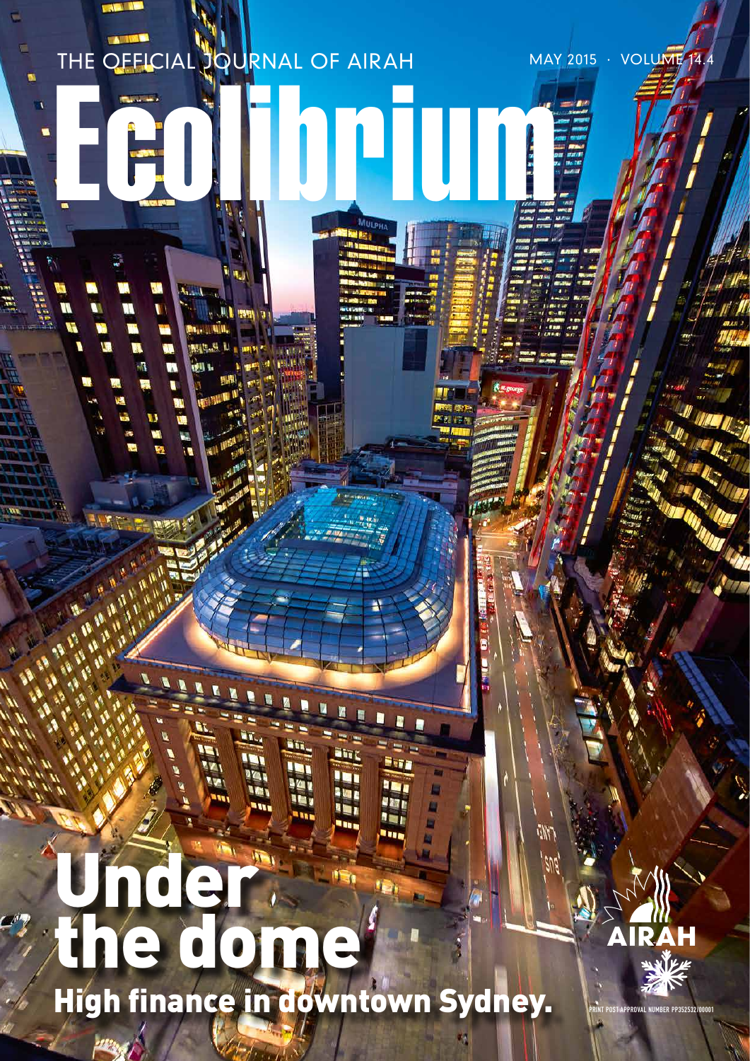THE OFFICIAL JOURNAL OF AIRAH

MAY 2015 · VOLUME 14.4

# Ecolibrium

# Under the dome

## High finance in downtown Sydney.

AIRAH

PRINT POST APPROVAL NUMBER PP352532/00001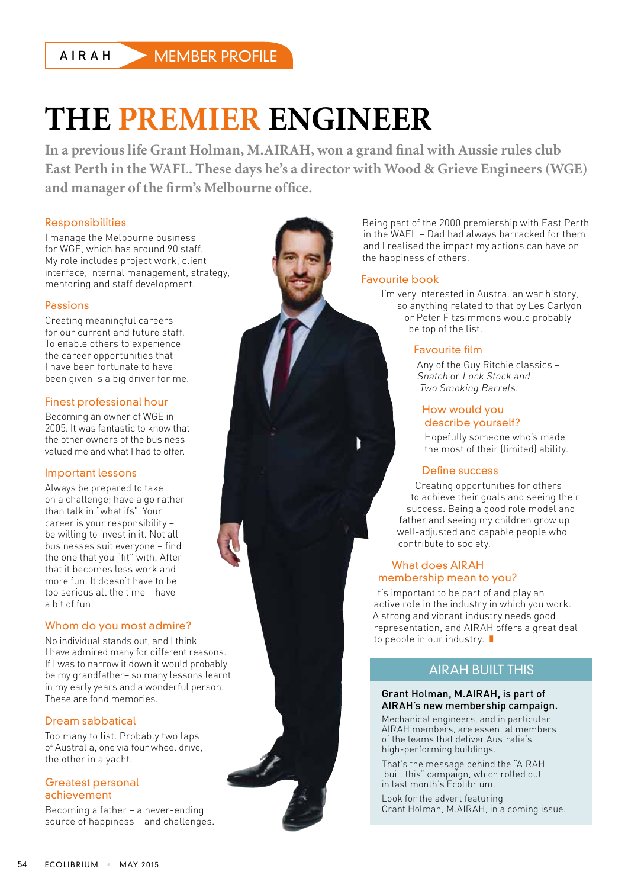AIRAH MEMBER PROFILE

# THE PREMIER ENGINEER

**In a previous life Grant Holman, M.AIRAH, won a grand final with Aussie rules club East Perth in the WAFL. These days he's a director with Wood & Grieve Engineers (WGE) and manager of the firm's Melbourne office.**

### Responsibilities

I manage the Melbourne business for WGE, which has around 90 staff. My role includes project work, client interface, internal management, strategy, mentoring and staff development.

### Passions

Creating meaningful careers for our current and future staff. To enable others to experience the career opportunities that I have been fortunate to have been given is a big driver for me.

### Finest professional hour

Becoming an owner of WGE in 2005. It was fantastic to know that the other owners of the business valued me and what I had to offer.

### Important lessons

Always be prepared to take on a challenge; have a go rather than talk in "what ifs". Your career is your responsibility – be willing to invest in it. Not all businesses suit everyone – find the one that you "fit" with. After that it becomes less work and more fun. It doesn't have to be too serious all the time – have a bit of fun!

### Whom do you most admire?

No individual stands out, and I think I have admired many for different reasons. If I was to narrow it down it would probably be my grandfather– so many lessons learnt in my early years and a wonderful person. These are fond memories.

### Dream sabbatical

Too many to list. Probably two laps of Australia, one via four wheel drive, the other in a yacht.

### Greatest personal achievement

Becoming a father – a never-ending source of happiness – and challenges.

Being part of the 2000 premiership with East Perth in the WAFL – Dad had always barracked for them and I realised the impact my actions can have on the happiness of others.

### Favourite book

I'm very interested in Australian war history, so anything related to that by Les Carlyon or Peter Fitzsimmons would probably be top of the list.

### Favourite film

Any of the Guy Ritchie classics – *Snatch* or *Lock Stock and Two Smoking Barrels*.

### How would you describe yourself?

Hopefully someone who's made the most of their (limited) ability.

### Define success

Creating opportunities for others to achieve their goals and seeing their success. Being a good role model and father and seeing my children grow up well-adjusted and capable people who contribute to society.

### What does AIRAH membership mean to you?

It's important to be part of and play an active role in the industry in which you work. A strong and vibrant industry needs good representation, and AIRAH offers a great deal to people in our industry.

## AIRAH BUILT THIS

**Grant Holman, M.AIRAH, is part of AIRAH's new membership campaign.**

Mechanical engineers, and in particular AIRAH members, are essential members of the teams that deliver Australia's high-performing buildings.

That's the message behind the "AIRAH built this" campaign, which rolled out in last month's Ecolibrium.

Look for the advert featuring Grant Holman, M.AIRAH, in a coming issue.